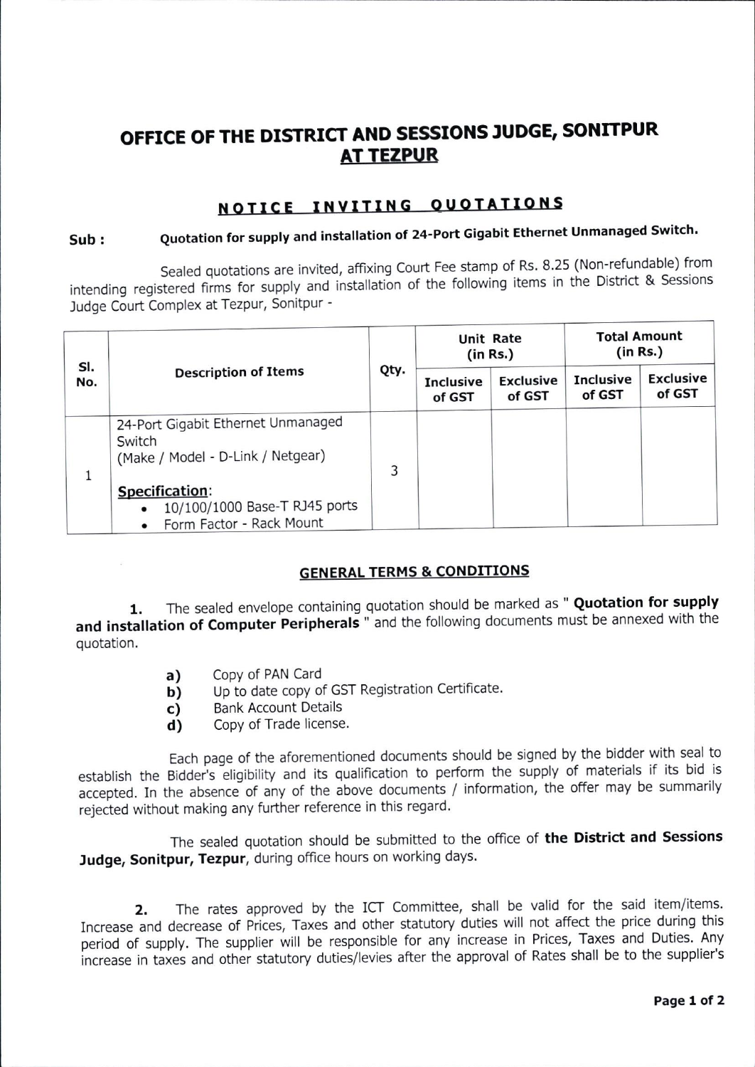# OFFICE OF THE DISTRICT AND SESSIONS JUDGE, SONITPUR AT TEZPUR

## NOTICE INVITING QUOTATIONS

**Sub :** **Quotation for supply and installation of 24-Port Gigabit Ethernet Unmanaged Switch.**

Sealed quotations are invited, affixing Court Fee stamp of Rs. 8.25 (Non-refundable) from intending registered firms for supply and installation of the following items in the District & Sessions Judge Court Complex at Tezpur, Sonitpur -

| Sl. No. | Description of Items | Qty. | Unit Rate (in Rs.) | | Total Amount (in Rs.) | |
|---|---|---|---|---|---|---|
| | | | Inclusive of GST | Exclusive of GST | Inclusive of GST | Exclusive of GST |
| 1 | 24-Port Gigabit Ethernet Unmanaged Switch (Make / Model - D-Link / Netgear)<br><br>**Specification**:<br>• 10/100/1000 Base-T RJ45 ports<br>• Form Factor - Rack Mount | 3 | | | | |

### GENERAL TERMS & CONDITIONS

**1.** The sealed envelope containing quotation should be marked as " **Quotation for supply and installation of Computer Peripherals** " and the following documents must be annexed with the quotation.

- **a)** Copy of PAN Card
- **b)** Up to date copy of GST Registration Certificate.
- **c)** Bank Account Details
- **d)** Copy of Trade license.

Each page of the aforementioned documents should be signed by the bidder with seal to establish the Bidder's eligibility and its qualification to perform the supply of materials if its bid is accepted. In the absence of any of the above documents / information, the offer may be summarily rejected without making any further reference in this regard.

The sealed quotation should be submitted to the office of **the District and Sessions Judge, Sonitpur, Tezpur**, during office hours on working days.

**2.** The rates approved by the ICT Committee, shall be valid for the said item/items. Increase and decrease of Prices, Taxes and other statutory duties will not affect the price during this period of supply. The supplier will be responsible for any increase in Prices, Taxes and Duties. Any increase in taxes and other statutory duties/levies after the approval of Rates shall be to the supplier's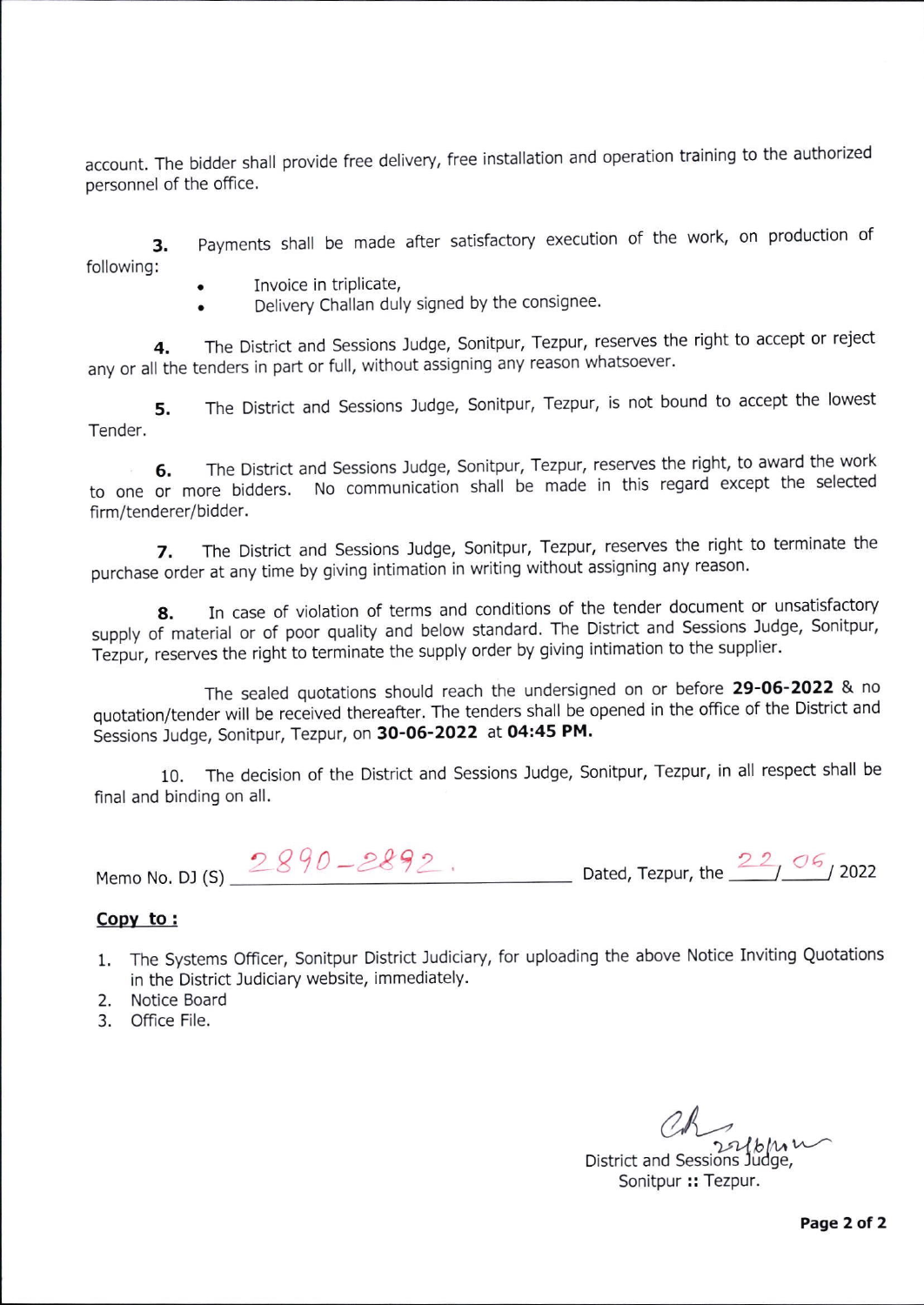account. The bidder shall provide free delivery, free installation and operation training to the authorized personnel of the office.

**3.** Payments shall be made after satisfactory execution of the work, on production of following:

- Invoice in triplicate,
- Delivery Challan duly signed by the consignee.

**4.** The District and Sessions Judge, Sonitpur, Tezpur, reserves the right to accept or reject any or all the tenders in part or full, without assigning any reason whatsoever.

**5.** The District and Sessions Judge, Sonitpur, Tezpur, is not bound to accept the lowest Tender.

**6.** The District and Sessions Judge, Sonitpur, Tezpur, reserves the right, to award the work to one or more bidders. No communication shall be made in this regard except the selected firm/tenderer/bidder.

**7.** The District and Sessions Judge, Sonitpur, Tezpur, reserves the right to terminate the purchase order at any time by giving intimation in writing without assigning any reason.

**8.** In case of violation of terms and conditions of the tender document or unsatisfactory supply of material or of poor quality and below standard. The District and Sessions Judge, Sonitpur, Tezpur, reserves the right to terminate the supply order by giving intimation to the supplier.

The sealed quotations should reach the undersigned on or before **29-06-2022** & no quotation/tender will be received thereafter. The tenders shall be opened in the office of the District and Sessions Judge, Sonitpur, Tezpur, on **30-06-2022** at **04:45 PM.**

10. The decision of the District and Sessions Judge, Sonitpur, Tezpur, in all respect shall be final and binding on all.

Memo No. DJ (S) 2890-2892. Dated, Tezpur, the 22/06/2022

**Copy to :**

1. The Systems Officer, Sonitpur District Judiciary, for uploading the above Notice Inviting Quotations in the District Judiciary website, immediately.
2. Notice Board
3. Office File.

District and Sessions Judge,
Sonitpur :: Tezpur.